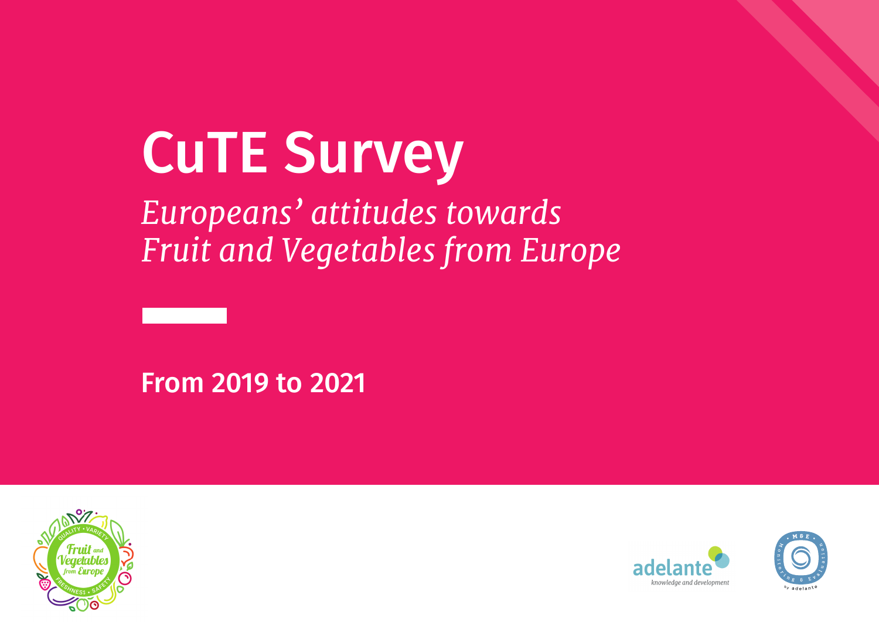# CuTE Survey

*Europeans' attitudes towards Fruit and Vegetables from Europe*

**From 2019 to 2021**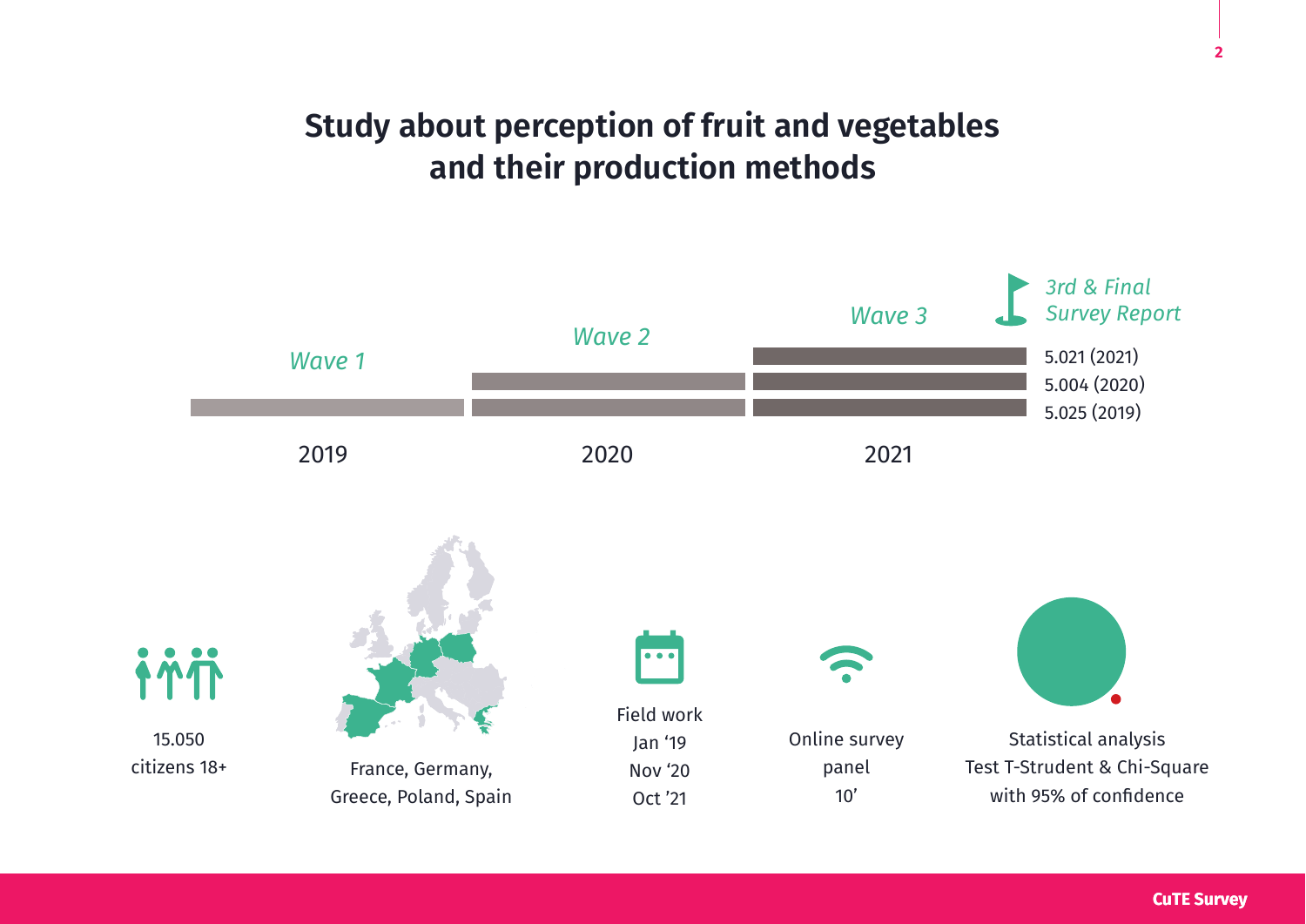# Study about perception of fruit and vegetables and their production methods

*Wave 1* — 2019

*Wave 2* — 2020

*Wave 3* — 2021

*3rd & Final Survey Report*

5.021 (2021)
5.004 (2020)
5.025 (2019)

15.050 citizens 18+

France, Germany, Greece, Poland, Spain

Field work
Jan '19
Nov '20
Oct '21

Online survey panel
10'

Statistical analysis
Test T-Strudent & Chi-Square with 95% of confidence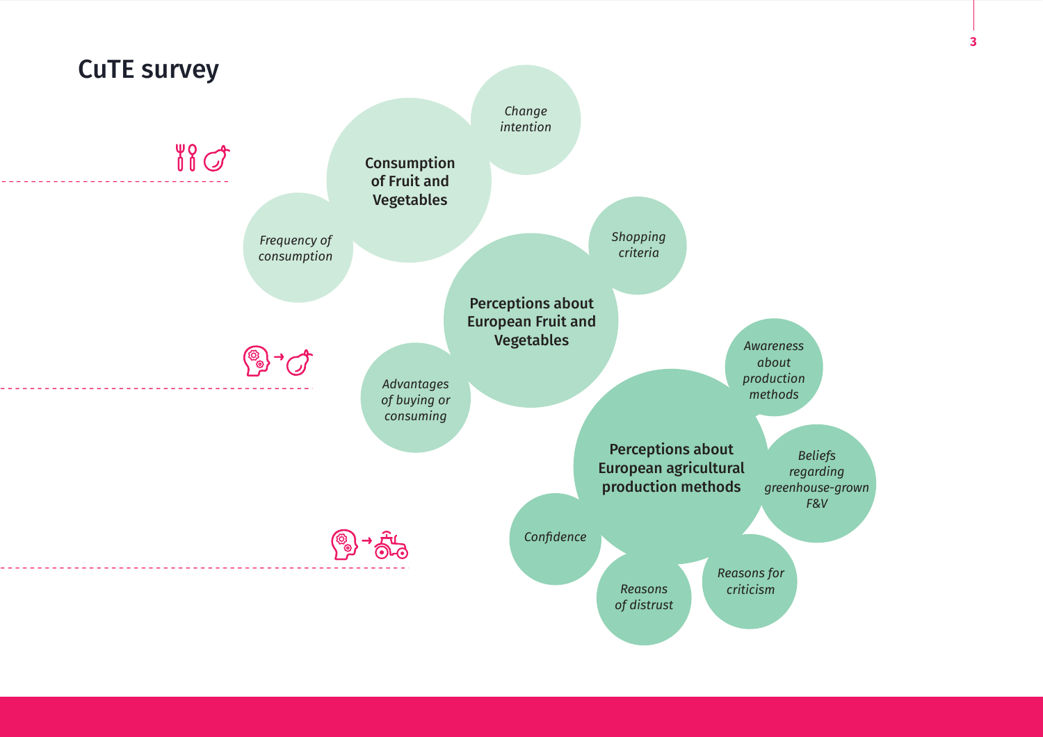## CuTE survey

### Consumption of Fruit and Vegetables

- *Change intention*
- *Frequency of consumption*

### Perceptions about European Fruit and Vegetables

- *Shopping criteria*
- *Advantages of buying or consuming*

### Perceptions about European agricultural production methods

- *Awareness about production methods*
- *Beliefs regarding greenhouse-grown F&V*
- *Reasons for criticism*
- *Reasons of distrust*
- *Confidence*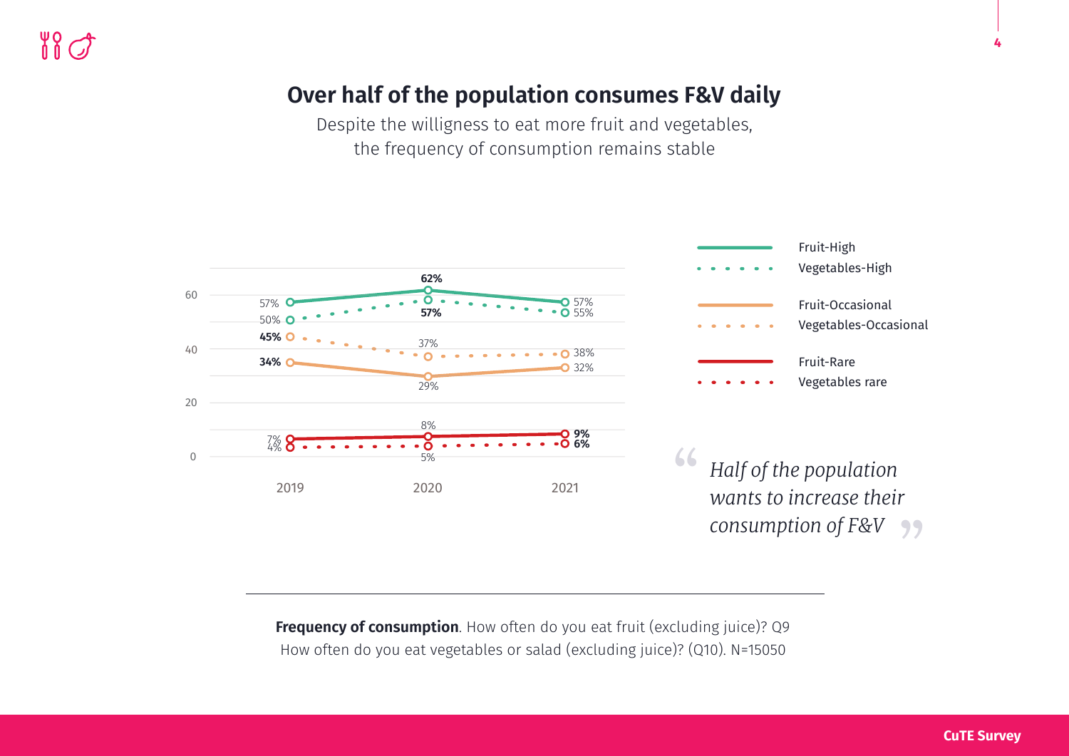# Over half of the population consumes F&V daily

Despite the willigness to eat more fruit and vegetables, the frequency of consumption remains stable

| | 2019 | 2020 | 2021 |
|---|---|---|---|
| Fruit-High | 57% | 62% | 57% |
| Vegetables-High | 50% | 57% | 55% |
| Fruit-Occasional | 34% | 29% | 32% |
| Vegetables-Occasional | 45% | 37% | 38% |
| Fruit-Rare | 7% | 8% | 9% |
| Vegetables rare | 4% | 5% | 6% |

> *Half of the population wants to increase their consumption of F&V*

**Frequency of consumption**. How often do you eat fruit (excluding juice)? Q9 How often do you eat vegetables or salad (excluding juice)? (Q10). N=15050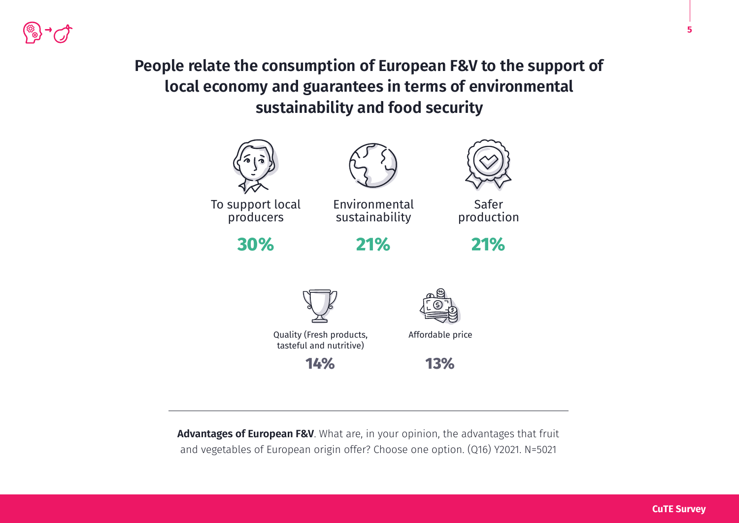## People relate the consumption of European F&V to the support of local economy and guarantees in terms of environmental sustainability and food security

To support local producers

**30%**

Environmental sustainability

**21%**

Safer production

**21%**

Quality (Fresh products, tasteful and nutritive)

**14%**

Affordable price

**13%**

---

**Advantages of European F&V**. What are, in your opinion, the advantages that fruit and vegetables of European origin offer? Choose one option. (Q16) Y2021. N=5021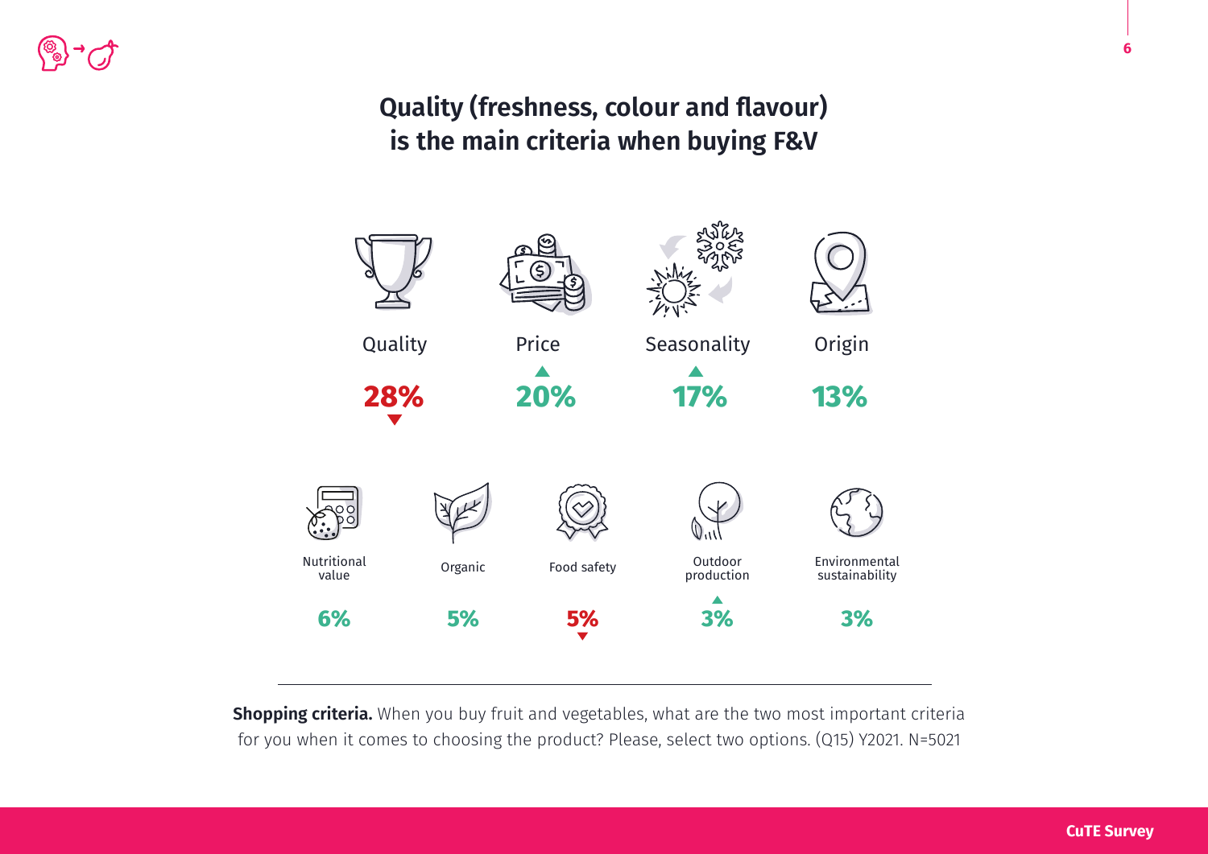## Quality (freshness, colour and flavour) is the main criteria when buying F&V

| Criteria | % |
| --- | --- |
| Quality | 28% ▼ |
| Price | ▲ 20% |
| Seasonality | ▲ 17% |
| Origin | 13% |
| Nutritional value | 6% |
| Organic | 5% |
| Food safety | 5% ▼ |
| Outdoor production | ▲ 3% |
| Environmental sustainability | 3% |

**Shopping criteria.** When you buy fruit and vegetables, what are the two most important criteria for you when it comes to choosing the product? Please, select two options. (Q15) Y2021. N=5021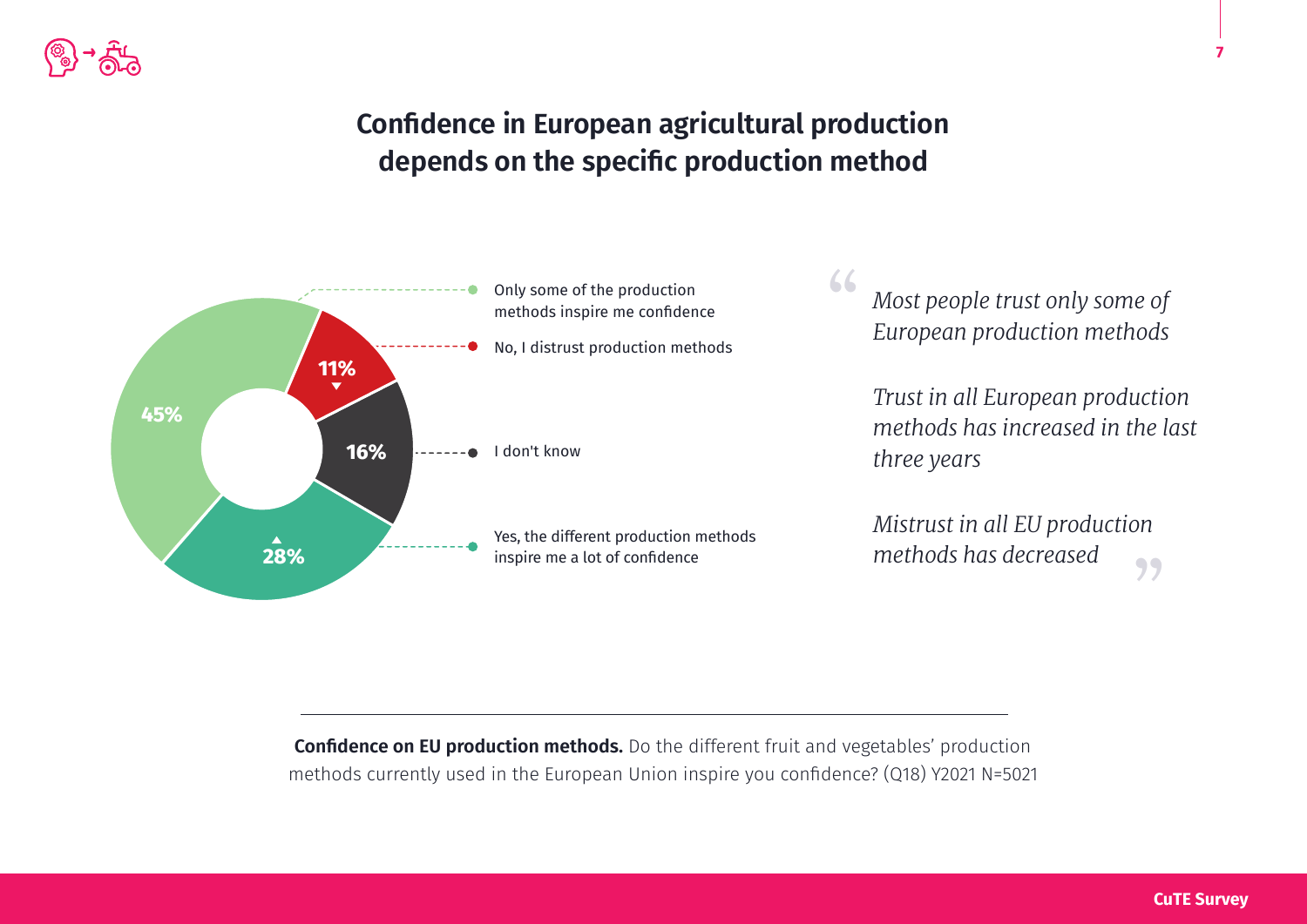## Confidence in European agricultural production depends on the specific production method

- 45% — Only some of the production methods inspire me confidence
- 11% ▼ — No, I distrust production methods
- 16% — I don't know
- 28% ▲ — Yes, the different production methods inspire me a lot of confidence

> *Most people trust only some of European production methods*
>
> *Trust in all European production methods has increased in the last three years*
>
> *Mistrust in all EU production methods has decreased*

**Confidence on EU production methods.** Do the different fruit and vegetables' production methods currently used in the European Union inspire you confidence? (Q18) Y2021 N=5021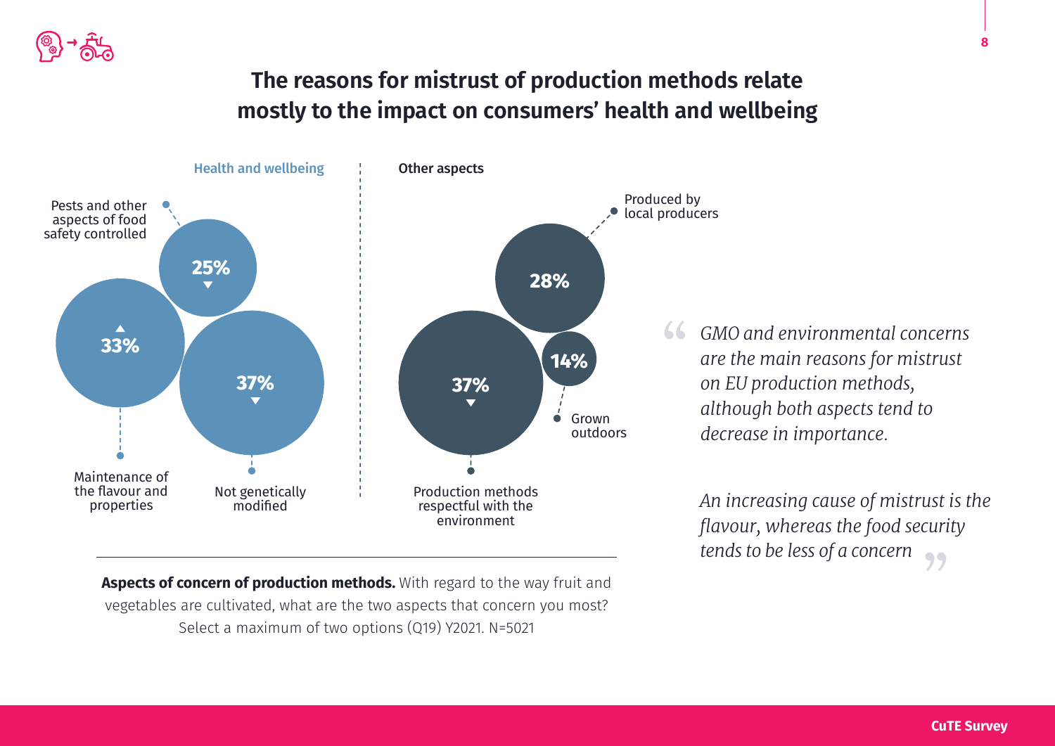## The reasons for mistrust of production methods relate mostly to the impact on consumers' health and wellbeing

**Health and wellbeing**

- Pests and other aspects of food safety controlled: 25% ▼
- Maintenance of the flavour and properties: 33% ▲
- Not genetically modified: 37% ▼

**Other aspects**

- Produced by local producers: 28%
- Grown outdoors: 14%
- Production methods respectful with the environment: 37% ▼

**Aspects of concern of production methods.** With regard to the way fruit and vegetables are cultivated, what are the two aspects that concern you most? Select a maximum of two options (Q19) Y2021. N=5021

> *GMO and environmental concerns are the main reasons for mistrust on EU production methods, although both aspects tend to decrease in importance.*
>
> *An increasing cause of mistrust is the flavour, whereas the food security tends to be less of a concern*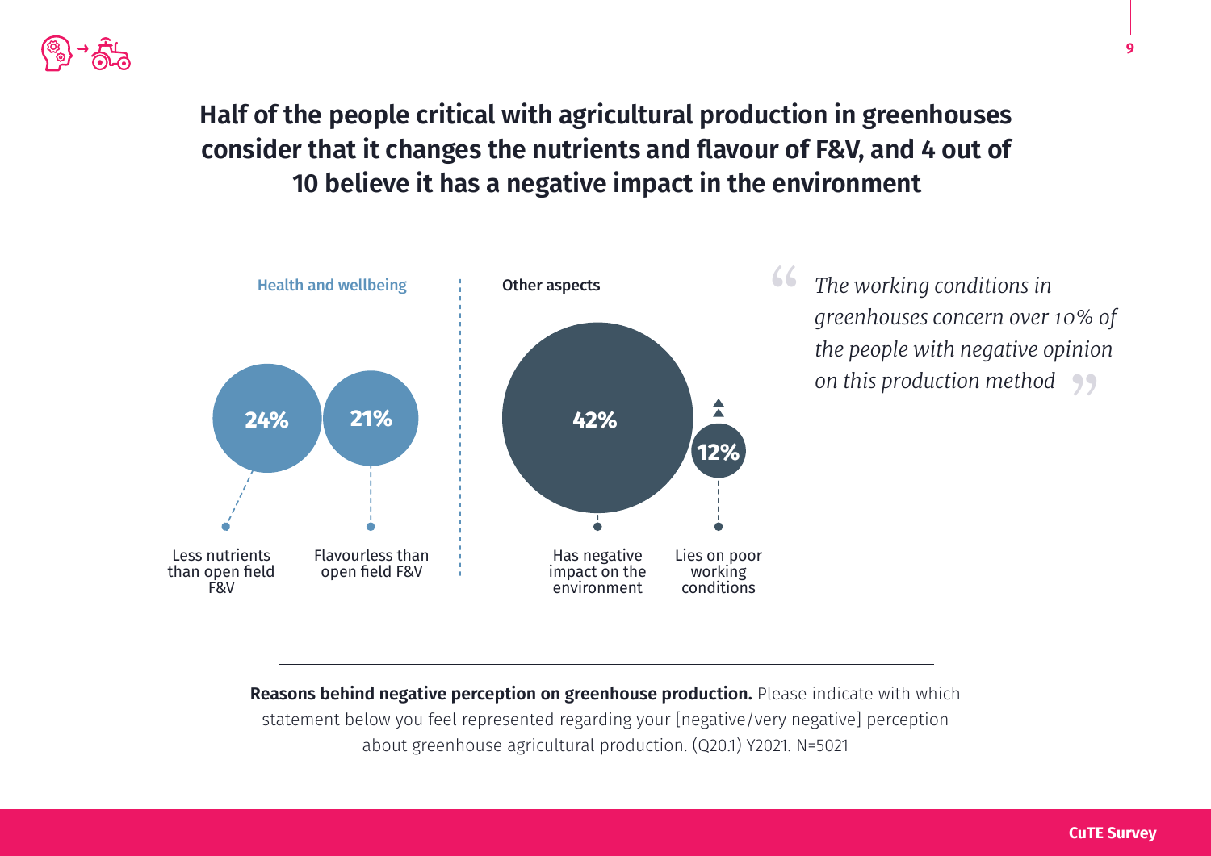## Half of the people critical with agricultural production in greenhouses consider that it changes the nutrients and flavour of F&V, and 4 out of 10 believe it has a negative impact in the environment

**Health and wellbeing**

- 24% — Less nutrients than open field F&V
- 21% — Flavourless than open field F&V

**Other aspects**

- 42% — Has negative impact on the environment
- 12% — Lies on poor working conditions

> *The working conditions in greenhouses concern over 10% of the people with negative opinion on this production method*

**Reasons behind negative perception on greenhouse production.** Please indicate with which statement below you feel represented regarding your [negative/very negative] perception about greenhouse agricultural production. (Q20.1) Y2021. N=5021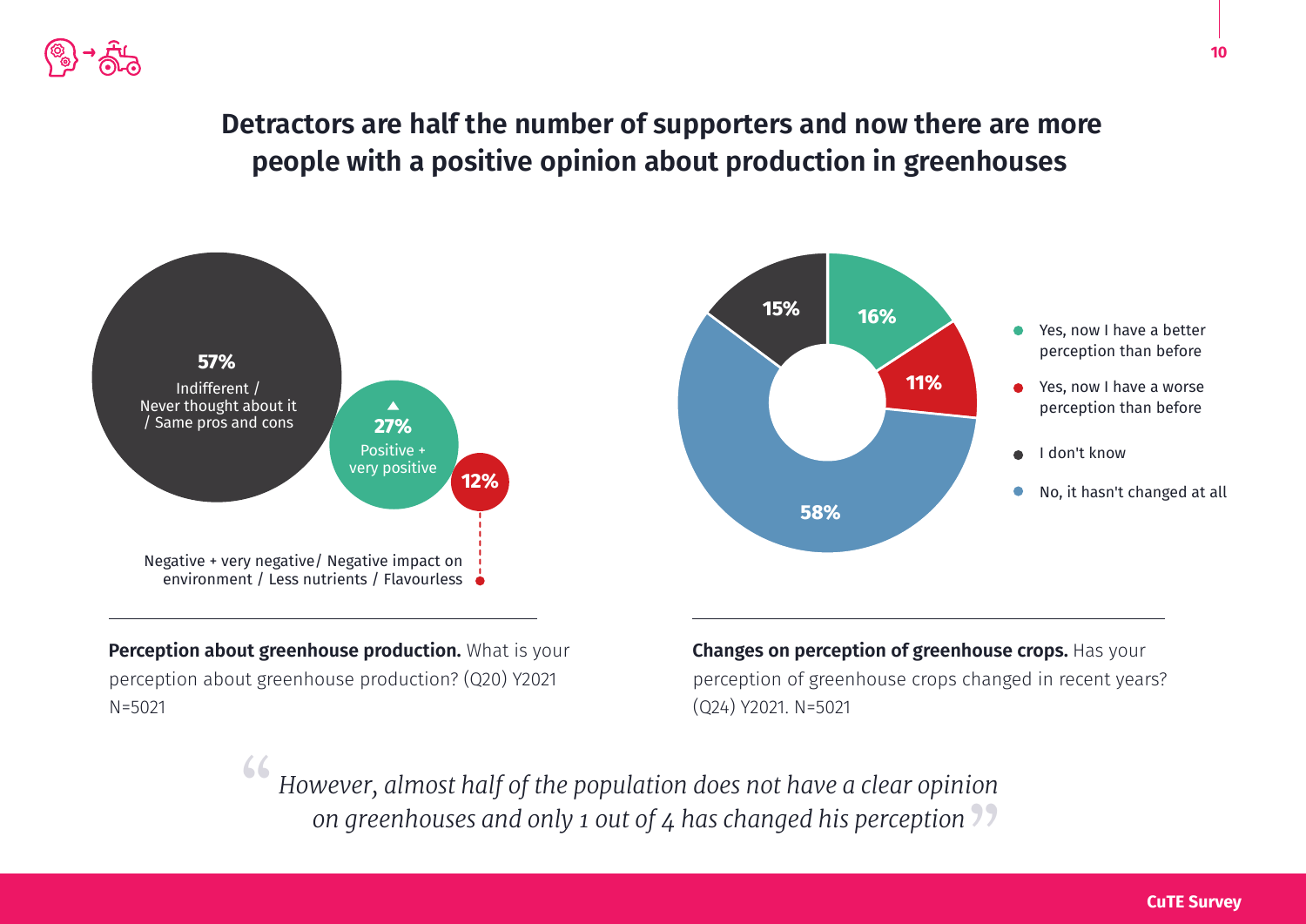# Detractors are half the number of supporters and now there are more people with a positive opinion about production in greenhouses

**57%**
Indifferent / Never thought about it / Same pros and cons

▲ **27%**
Positive + very positive

**12%**
Negative + very negative/ Negative impact on environment / Less nutrients / Flavourless

**Perception about greenhouse production.** What is your perception about greenhouse production? (Q20) Y2021 N=5021

**16%** Yes, now I have a better perception than before

**11%** Yes, now I have a worse perception than before

**15%** I don't know

**58%** No, it hasn't changed at all

**Changes on perception of greenhouse crops.** Has your perception of greenhouse crops changed in recent years? (Q24) Y2021. N=5021

> *However, almost half of the population does not have a clear opinion on greenhouses and only 1 out of 4 has changed his perception*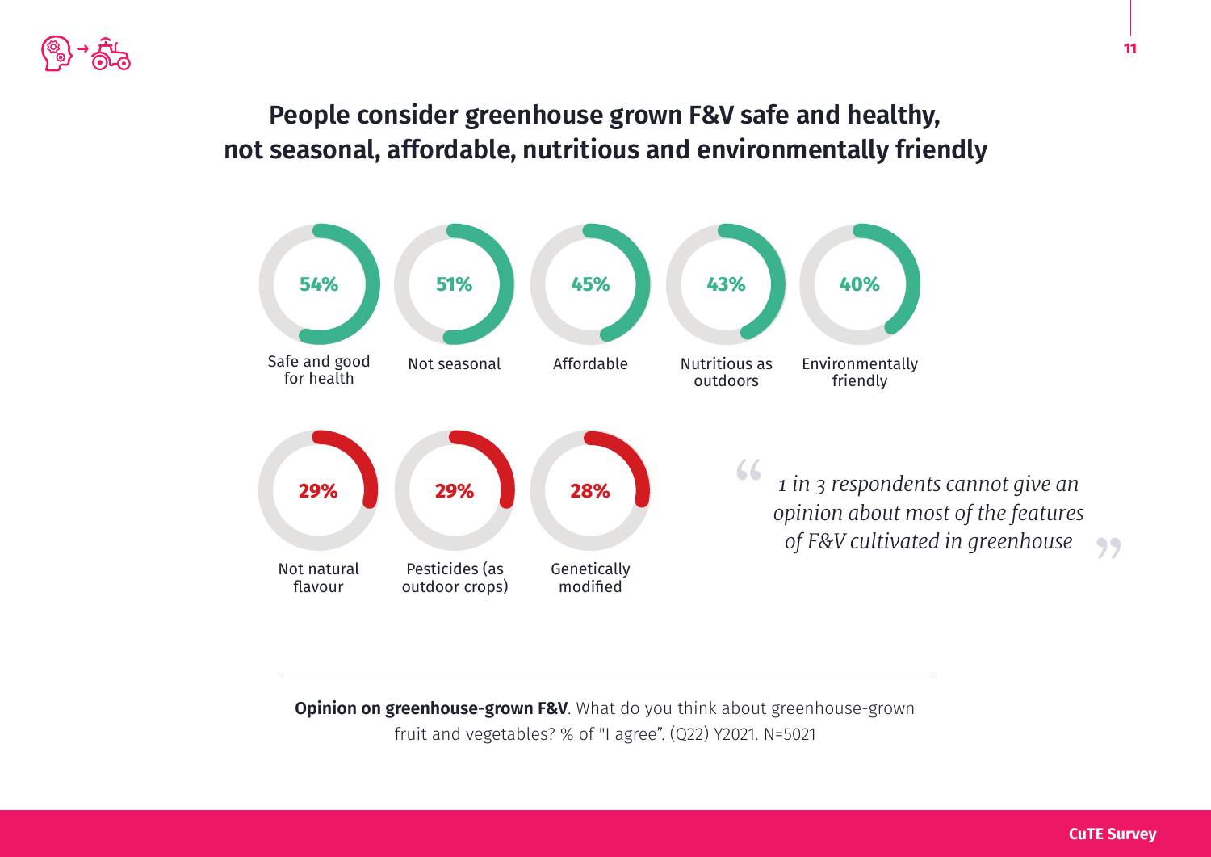# People consider greenhouse grown F&V safe and healthy, not seasonal, affordable, nutritious and environmentally friendly

| Statement | % |
| --- | --- |
| Safe and good for health | 54% |
| Not seasonal | 51% |
| Affordable | 45% |
| Nutritious as outdoors | 43% |
| Environmentally friendly | 40% |
| Not natural flavour | 29% |
| Pesticides (as outdoor crops) | 29% |
| Genetically modified | 28% |

> *1 in 3 respondents cannot give an opinion about most of the features of F&V cultivated in greenhouse*

**Opinion on greenhouse-grown F&V**. What do you think about greenhouse-grown fruit and vegetables? % of "I agree". (Q22) Y2021. N=5021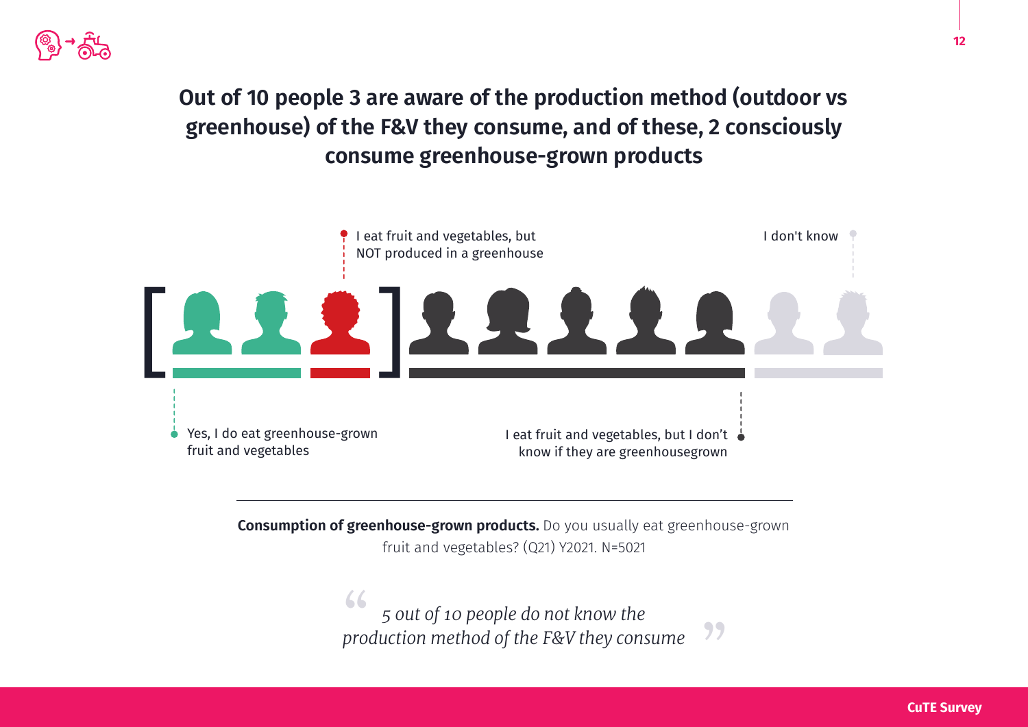# Out of 10 people 3 are aware of the production method (outdoor vs greenhouse) of the F&V they consume, and of these, 2 consciously consume greenhouse-grown products

I eat fruit and vegetables, but NOT produced in a greenhouse

I don't know

Yes, I do eat greenhouse-grown fruit and vegetables

I eat fruit and vegetables, but I don't know if they are greenhousegrown

**Consumption of greenhouse-grown products.** Do you usually eat greenhouse-grown fruit and vegetables? (Q21) Y2021. N=5021

> *5 out of 10 people do not know the production method of the F&V they consume*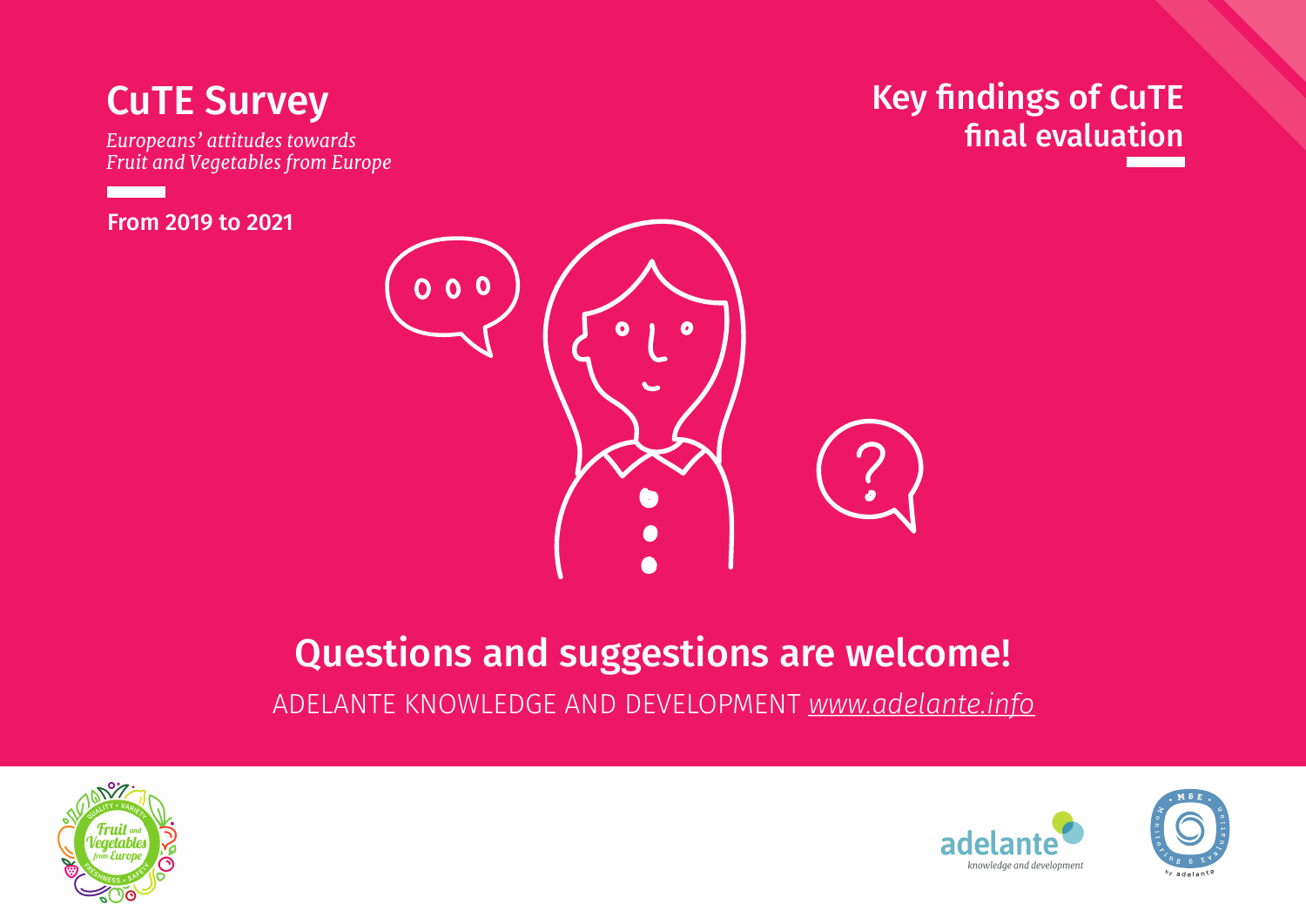# CuTE Survey

*Europeans' attitudes towards Fruit and Vegetables from Europe*

**From 2019 to 2021**

## Key findings of CuTE final evaluation

## Questions and suggestions are welcome!

ADELANTE KNOWLEDGE AND DEVELOPMENT *www.adelante.info*